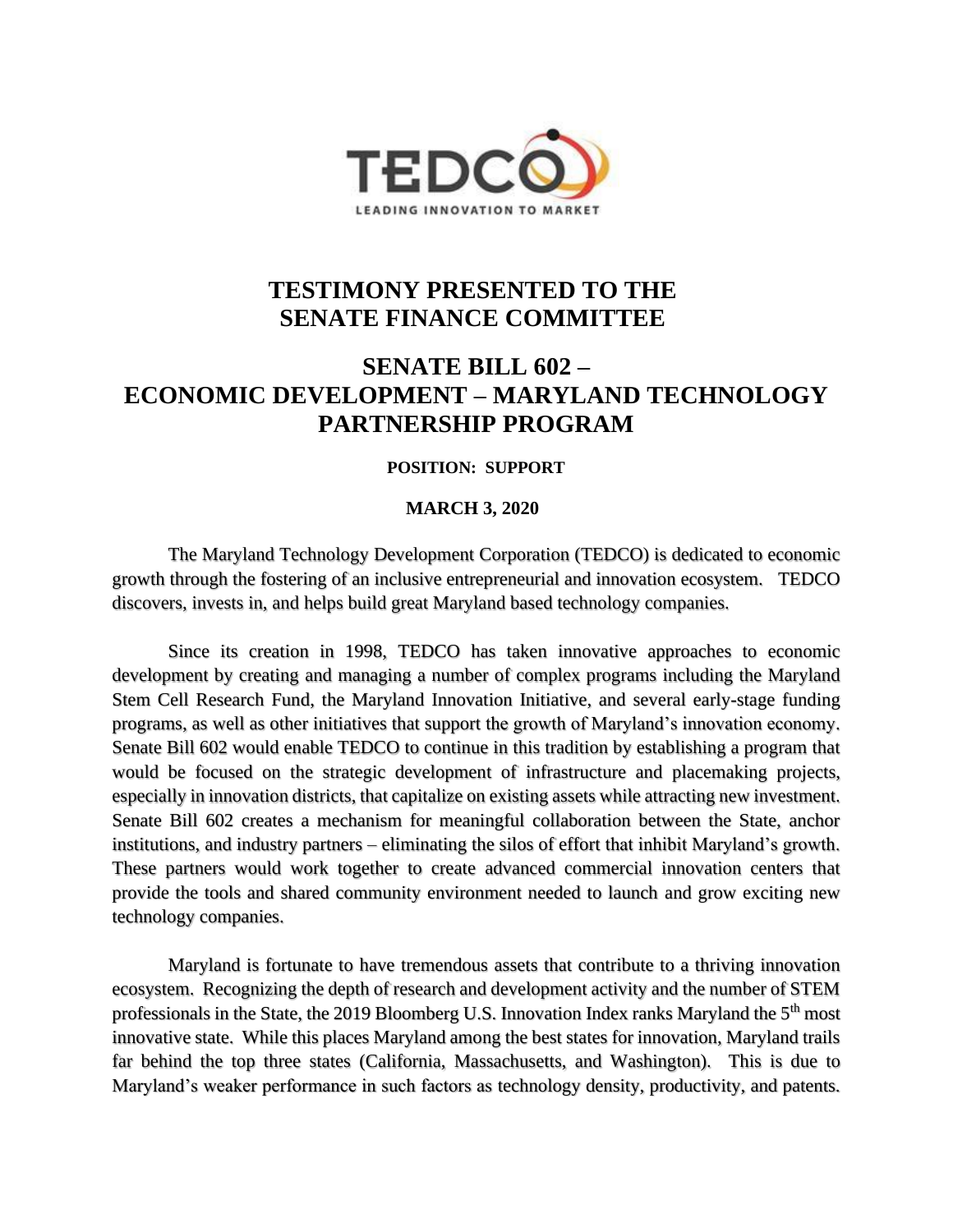TEDCO

LEADING INNOVATION TO MARKET

# TESTIMONY PRESENTED TO THE SENATE FINANCE COMMITTEE

# SENATE BILL 602 – ECONOMIC DEVELOPMENT – MARYLAND TECHNOLOGY PARTNERSHIP PROGRAM

**POSITION: SUPPORT**

**MARCH 3, 2020**

The Maryland Technology Development Corporation (TEDCO) is dedicated to economic growth through the fostering of an inclusive entrepreneurial and innovation ecosystem. TEDCO discovers, invests in, and helps build great Maryland based technology companies.

Since its creation in 1998, TEDCO has taken innovative approaches to economic development by creating and managing a number of complex programs including the Maryland Stem Cell Research Fund, the Maryland Innovation Initiative, and several early-stage funding programs, as well as other initiatives that support the growth of Maryland's innovation economy. Senate Bill 602 would enable TEDCO to continue in this tradition by establishing a program that would be focused on the strategic development of infrastructure and placemaking projects, especially in innovation districts, that capitalize on existing assets while attracting new investment. Senate Bill 602 creates a mechanism for meaningful collaboration between the State, anchor institutions, and industry partners – eliminating the silos of effort that inhibit Maryland's growth. These partners would work together to create advanced commercial innovation centers that provide the tools and shared community environment needed to launch and grow exciting new technology companies.

Maryland is fortunate to have tremendous assets that contribute to a thriving innovation ecosystem. Recognizing the depth of research and development activity and the number of STEM professionals in the State, the 2019 Bloomberg U.S. Innovation Index ranks Maryland the 5th most innovative state. While this places Maryland among the best states for innovation, Maryland trails far behind the top three states (California, Massachusetts, and Washington). This is due to Maryland's weaker performance in such factors as technology density, productivity, and patents.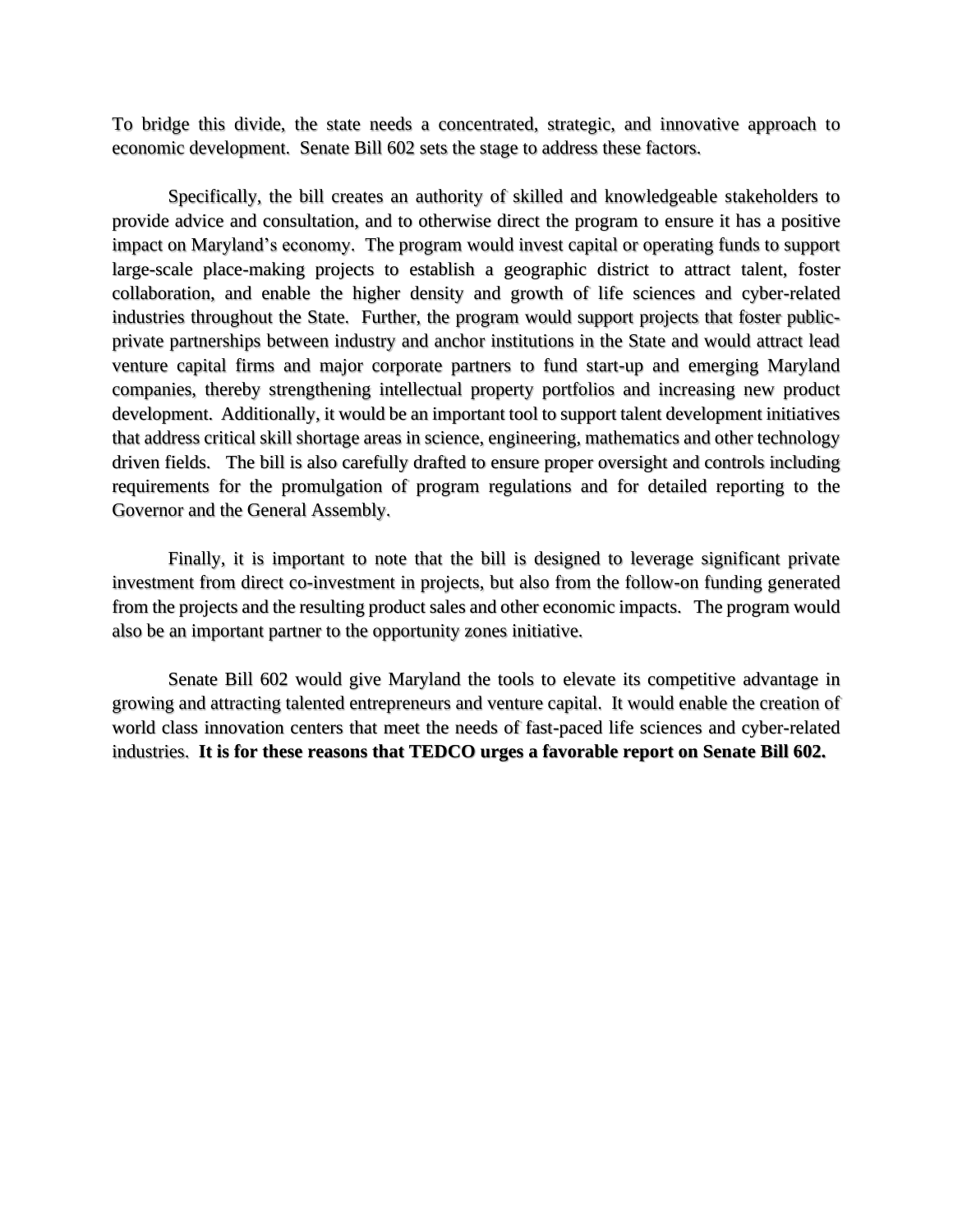To bridge this divide, the state needs a concentrated, strategic, and innovative approach to economic development. Senate Bill 602 sets the stage to address these factors.

Specifically, the bill creates an authority of skilled and knowledgeable stakeholders to provide advice and consultation, and to otherwise direct the program to ensure it has a positive impact on Maryland's economy. The program would invest capital or operating funds to support large-scale place-making projects to establish a geographic district to attract talent, foster collaboration, and enable the higher density and growth of life sciences and cyber-related industries throughout the State. Further, the program would support projects that foster public-private partnerships between industry and anchor institutions in the State and would attract lead venture capital firms and major corporate partners to fund start-up and emerging Maryland companies, thereby strengthening intellectual property portfolios and increasing new product development. Additionally, it would be an important tool to support talent development initiatives that address critical skill shortage areas in science, engineering, mathematics and other technology driven fields. The bill is also carefully drafted to ensure proper oversight and controls including requirements for the promulgation of program regulations and for detailed reporting to the Governor and the General Assembly.

Finally, it is important to note that the bill is designed to leverage significant private investment from direct co-investment in projects, but also from the follow-on funding generated from the projects and the resulting product sales and other economic impacts. The program would also be an important partner to the opportunity zones initiative.

Senate Bill 602 would give Maryland the tools to elevate its competitive advantage in growing and attracting talented entrepreneurs and venture capital. It would enable the creation of world class innovation centers that meet the needs of fast-paced life sciences and cyber-related industries. **It is for these reasons that TEDCO urges a favorable report on Senate Bill 602.**